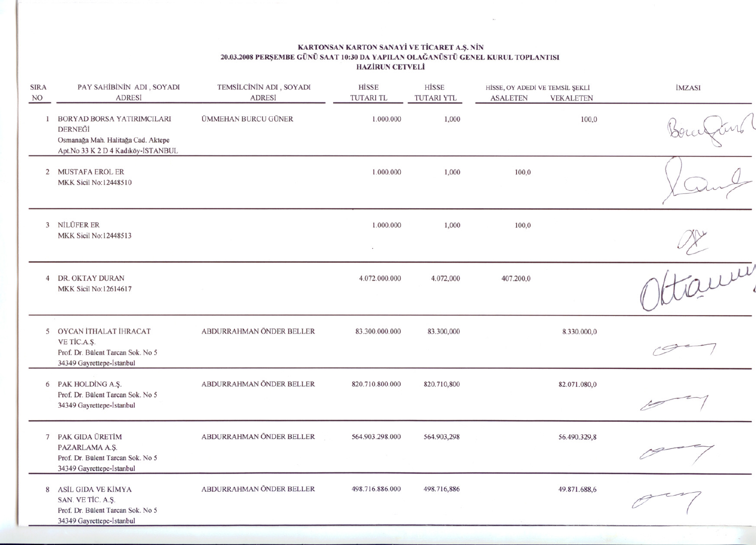**KARTONSAN KARTON SANAYİ VE TİCARET A.Ş. NİN**
**20.03.2008 PERŞEMBE GÜNÜ SAAT 10:30 DA YAPILAN OLAĞANÜSTÜ GENEL KURUL TOPLANTISI**
**HAZİRUN CETVELİ**

| SIRA NO | PAY SAHİBİNİN ADI, SOYADI ADRESİ | TEMSİLCİNİN ADI, SOYADI ADRESİ | HİSSE TUTARI TL | HİSSE TUTARI YTL | HİSSE, OY ADEDİ VE TEMSİL ŞEKLİ ASALETEN | VEKALETEN | İMZASI |
|---|---|---|---|---|---|---|---|
| 1 | BORYAD BORSA YATIRIMCILARI DERNEĞİ Osmanağa Mah. Halitağa Cad. Aktepe Apt.No 33 K 2 D 4 Kadıköy-İSTANBUL | ÜMMEHAN BURCU GÜNER | 1.000.000 | 1,000 | | 100,0 | |
| 2 | MUSTAFA EROL ER MKK Sicil No:12448510 | | 1.000.000 | 1,000 | 100,0 | | |
| 3 | NİLÜFER ER MKK Sicil No:12448513 | | 1.000.000 | 1,000 | 100,0 | | |
| 4 | DR. OKTAY DURAN MKK Sicil No:12614617 | | 4.072.000.000 | 4.072,000 | 407.200,0 | | |
| 5 | OYCAN İTHALAT İHRACAT VE TİC.A.Ş. Prof. Dr. Bülent Tarcan Sok. No 5 34349 Gayrettepe-İstanbul | ABDURRAHMAN ÖNDER BELLER | 83.300.000.000 | 83.300,000 | | 8.330.000,0 | |
| 6 | PAK HOLDİNG A.Ş. Prof. Dr. Bülent Tarcan Sok. No 5 34349 Gayrettepe-İstanbul | ABDURRAHMAN ÖNDER BELLER | 820.710.800.000 | 820.710,800 | | 82.071.080,0 | |
| 7 | PAK GIDA ÜRETİM PAZARLAMA A.Ş. Prof. Dr. Bülent Tarcan Sok. No 5 34349 Gayrettepe-İstanbul | ABDURRAHMAN ÖNDER BELLER | 564.903.298.000 | 564.903,298 | | 56.490.329,8 | |
| 8 | ASİL GIDA VE KİMYA SAN. VE TİC. A.Ş. Prof. Dr. Bülent Tarcan Sok. No 5 34349 Gayrettepe-İstanbul | ABDURRAHMAN ÖNDER BELLER | 498.716.886.000 | 498.716,886 | | 49.871.688,6 | |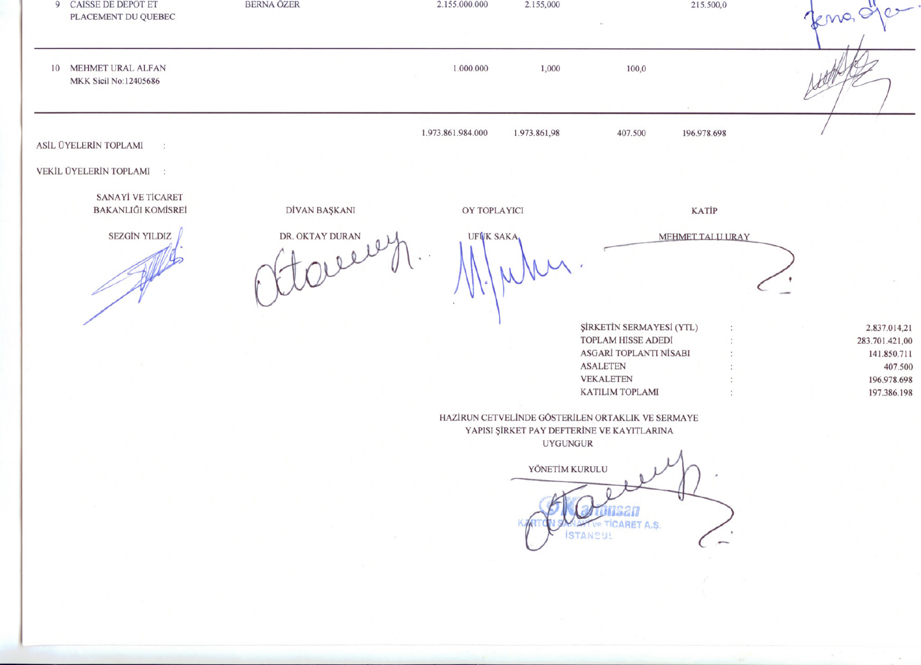| | | | | | | | |
|---|---|---|---|---|---|---|---|
| 9 | CAISSE DE DEPOT ET PLACEMENT DU QUEBEC | BERNA ÖZER | 2.155.000.000 | 2.155,000 | | 215.500,0 | |
| 10 | MEHMET URAL ALFAN MKK Sicil No:12405686 | | 1.000.000 | 1,000 | 100,0 | | |
| | | | 1.973.861.984.000 | 1.973.861,98 | 407.500 | 196.978.698 | |

ASİL ÜYELERİN TOPLAMI :

VEKİL ÜYELERİN TOPLAMI :

| SANAYİ VE TİCARET BAKANLIĞI KOMİSREİ | DİVAN BAŞKANI | OY TOPLAYICI | KATİP |
|---|---|---|---|
| SEZGİN YILDIZ | DR. OKTAY DURAN | UFUK SAKA | MEHMET TALU URAY |

| | | |
|---|---|---|
| ŞİRKETİN SERMAYESİ (YTL) | : | 2.837.014,21 |
| TOPLAM HİSSE ADEDİ | : | 283.701.421,00 |
| ASGARİ TOPLANTI NİSABI | : | 141.850.711 |
| ASALETEN | : | 407.500 |
| VEKALETEN | : | 196.978.698 |
| KATILIM TOPLAMI | : | 197.386.198 |

HAZİRUN CETVELİNDE GÖSTERİLEN ORTAKLIK VE SERMAYE YAPISI ŞİRKET PAY DEFTERİNE VE KAYITLARINA UYGUNGUR

YÖNETİM KURULU

Kartonsan KARTON SANAYİ ve TİCARET A.Ş. İSTANBUL